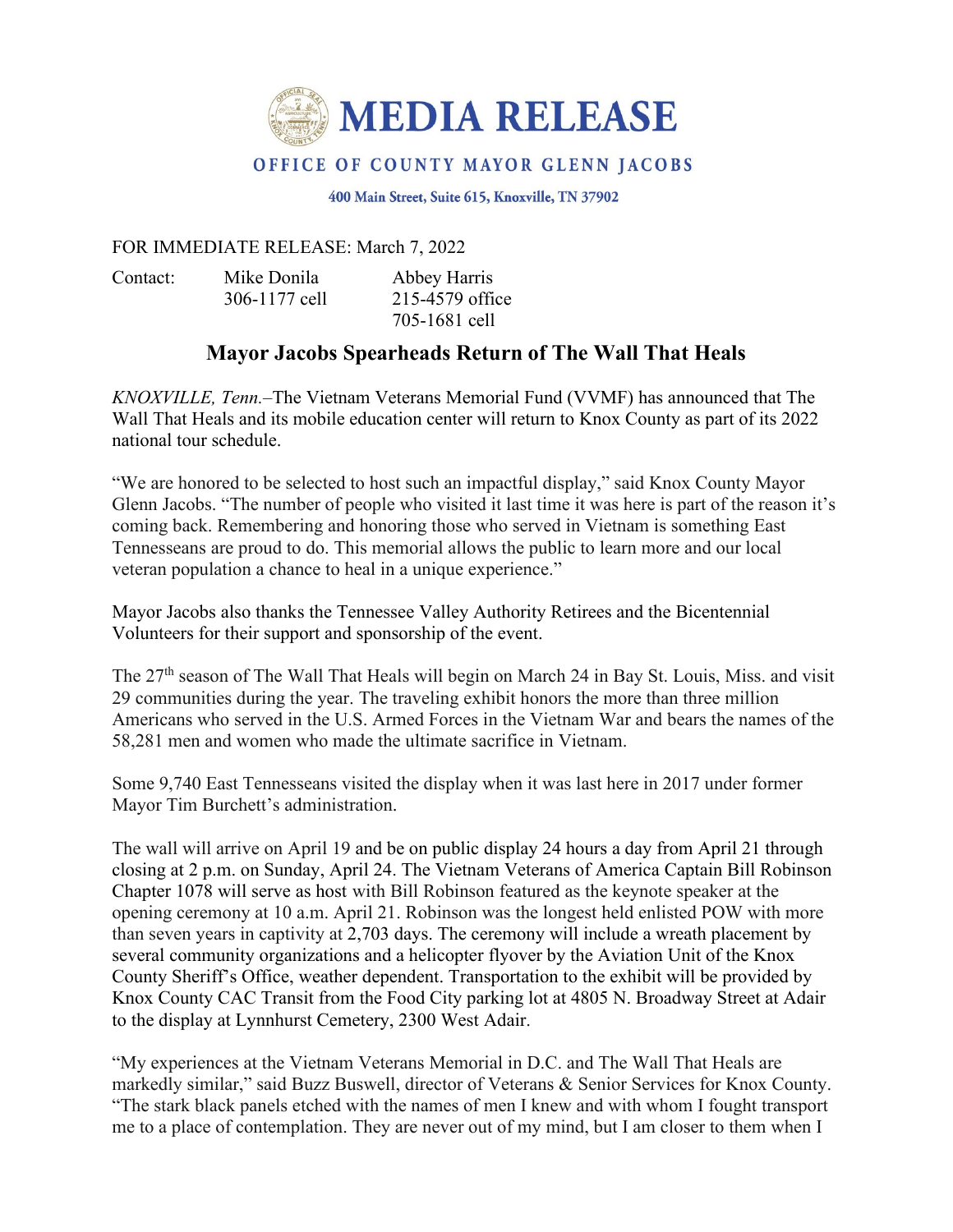# MEDIA RELEASE

## OFFICE OF COUNTY MAYOR GLENN JACOBS

400 Main Street, Suite 615, Knoxville, TN 37902

FOR IMMEDIATE RELEASE: March 7, 2022

| Contact: | Mike Donila | Abbey Harris |
|---|---|---|
| | 306-1177 cell | 215-4579 office |
| | | 705-1681 cell |

## Mayor Jacobs Spearheads Return of The Wall That Heals

*KNOXVILLE, Tenn.*–The Vietnam Veterans Memorial Fund (VVMF) has announced that The Wall That Heals and its mobile education center will return to Knox County as part of its 2022 national tour schedule.

"We are honored to be selected to host such an impactful display," said Knox County Mayor Glenn Jacobs. "The number of people who visited it last time it was here is part of the reason it's coming back. Remembering and honoring those who served in Vietnam is something East Tennesseans are proud to do. This memorial allows the public to learn more and our local veteran population a chance to heal in a unique experience."

Mayor Jacobs also thanks the Tennessee Valley Authority Retirees and the Bicentennial Volunteers for their support and sponsorship of the event.

The 27th season of The Wall That Heals will begin on March 24 in Bay St. Louis, Miss. and visit 29 communities during the year. The traveling exhibit honors the more than three million Americans who served in the U.S. Armed Forces in the Vietnam War and bears the names of the 58,281 men and women who made the ultimate sacrifice in Vietnam.

Some 9,740 East Tennesseans visited the display when it was last here in 2017 under former Mayor Tim Burchett's administration.

The wall will arrive on April 19 and be on public display 24 hours a day from April 21 through closing at 2 p.m. on Sunday, April 24. The Vietnam Veterans of America Captain Bill Robinson Chapter 1078 will serve as host with Bill Robinson featured as the keynote speaker at the opening ceremony at 10 a.m. April 21. Robinson was the longest held enlisted POW with more than seven years in captivity at 2,703 days. The ceremony will include a wreath placement by several community organizations and a helicopter flyover by the Aviation Unit of the Knox County Sheriff's Office, weather dependent. Transportation to the exhibit will be provided by Knox County CAC Transit from the Food City parking lot at 4805 N. Broadway Street at Adair to the display at Lynnhurst Cemetery, 2300 West Adair.

"My experiences at the Vietnam Veterans Memorial in D.C. and The Wall That Heals are markedly similar," said Buzz Buswell, director of Veterans & Senior Services for Knox County. "The stark black panels etched with the names of men I knew and with whom I fought transport me to a place of contemplation. They are never out of my mind, but I am closer to them when I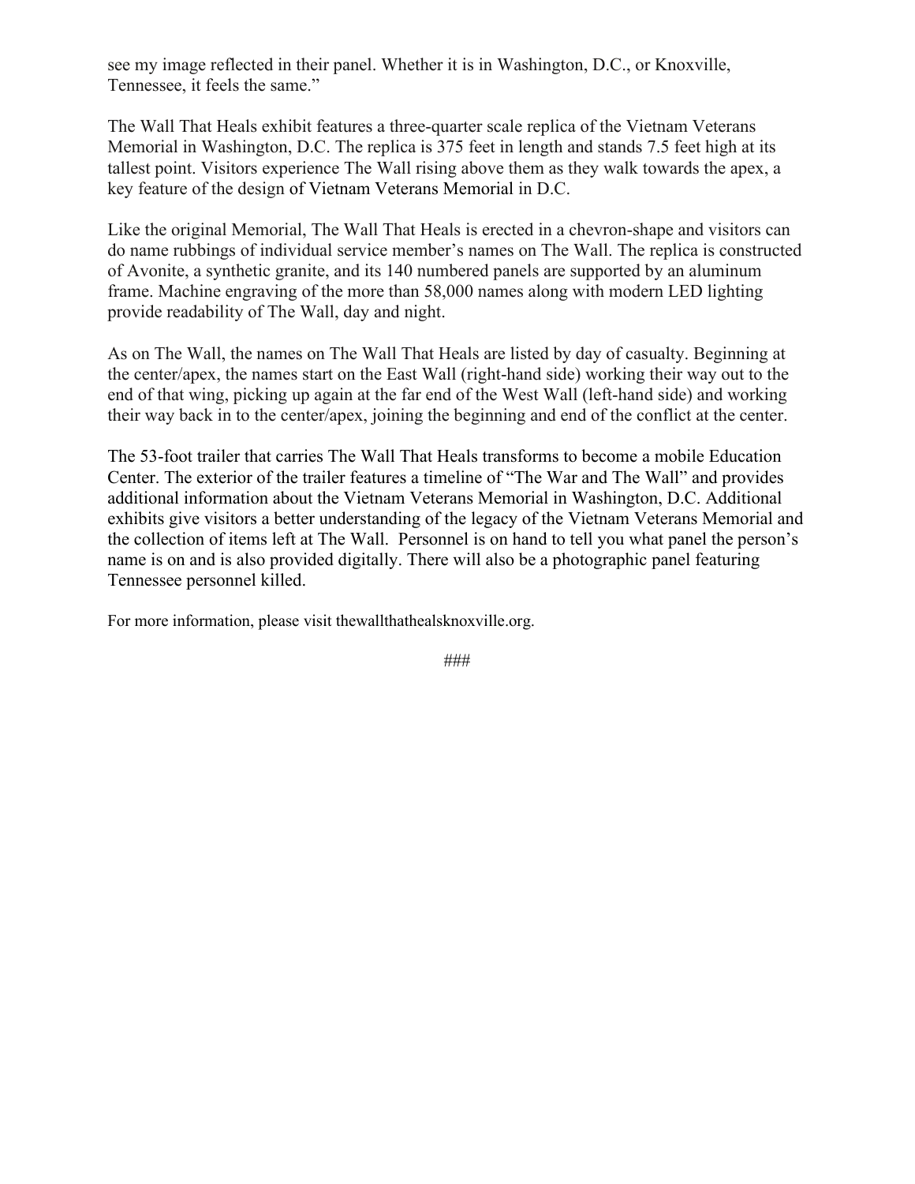see my image reflected in their panel. Whether it is in Washington, D.C., or Knoxville, Tennessee, it feels the same."

The Wall That Heals exhibit features a three-quarter scale replica of the Vietnam Veterans Memorial in Washington, D.C. The replica is 375 feet in length and stands 7.5 feet high at its tallest point. Visitors experience The Wall rising above them as they walk towards the apex, a key feature of the design of Vietnam Veterans Memorial in D.C.

Like the original Memorial, The Wall That Heals is erected in a chevron-shape and visitors can do name rubbings of individual service member's names on The Wall. The replica is constructed of Avonite, a synthetic granite, and its 140 numbered panels are supported by an aluminum frame. Machine engraving of the more than 58,000 names along with modern LED lighting provide readability of The Wall, day and night.

As on The Wall, the names on The Wall That Heals are listed by day of casualty. Beginning at the center/apex, the names start on the East Wall (right-hand side) working their way out to the end of that wing, picking up again at the far end of the West Wall (left-hand side) and working their way back in to the center/apex, joining the beginning and end of the conflict at the center.

The 53-foot trailer that carries The Wall That Heals transforms to become a mobile Education Center. The exterior of the trailer features a timeline of "The War and The Wall" and provides additional information about the Vietnam Veterans Memorial in Washington, D.C. Additional exhibits give visitors a better understanding of the legacy of the Vietnam Veterans Memorial and the collection of items left at The Wall. Personnel is on hand to tell you what panel the person's name is on and is also provided digitally. There will also be a photographic panel featuring Tennessee personnel killed.

For more information, please visit thewallthathealsknoxville.org.

###